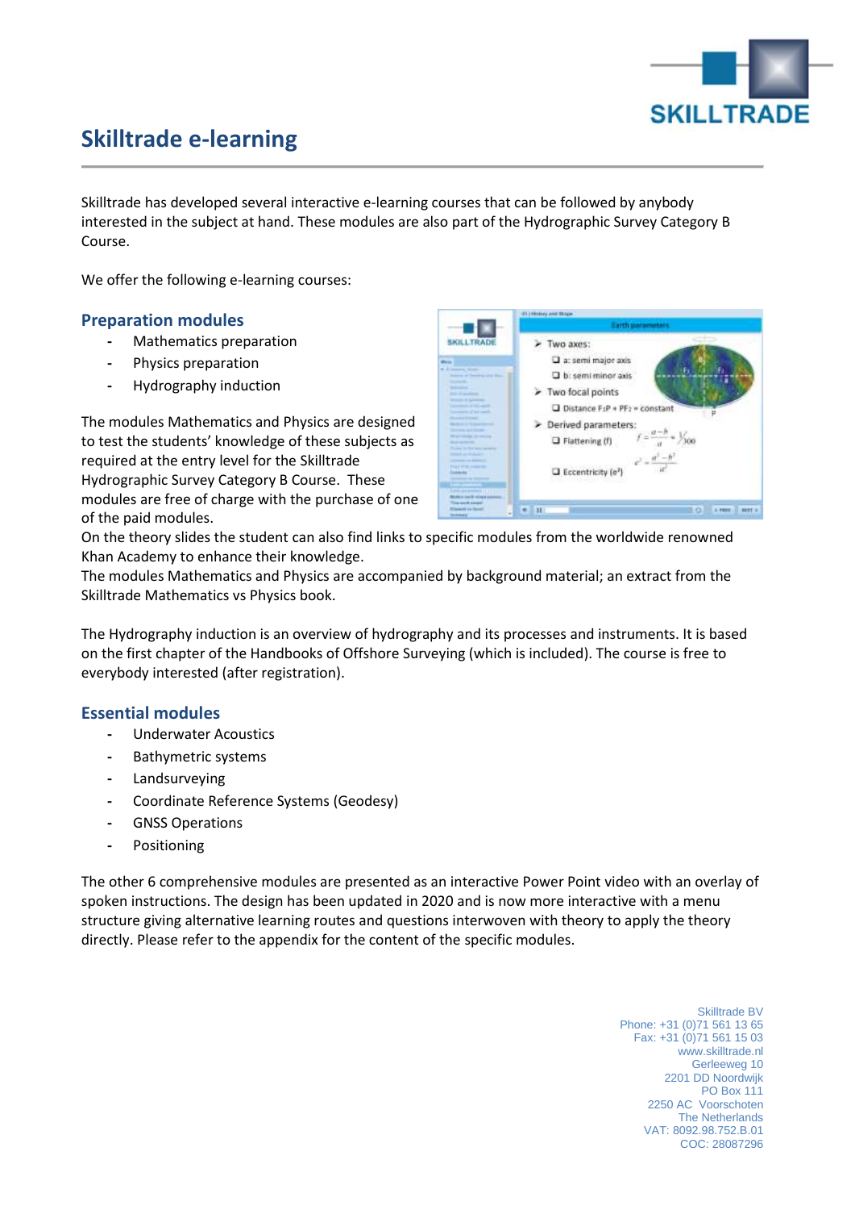# Skilltrade e-learning

Skilltrade has developed several interactive e-learning courses that can be followed by anybody interested in the subject at hand. These modules are also part of the Hydrographic Survey Category B Course.

We offer the following e-learning courses:

## Preparation modules

- Mathematics preparation
- Physics preparation
- Hydrography induction

The modules Mathematics and Physics are designed to test the students' knowledge of these subjects as required at the entry level for the Skilltrade Hydrographic Survey Category B Course. These modules are free of charge with the purchase of one of the paid modules.

On the theory slides the student can also find links to specific modules from the worldwide renowned Khan Academy to enhance their knowledge.

The modules Mathematics and Physics are accompanied by background material; an extract from the Skilltrade Mathematics vs Physics book.

The Hydrography induction is an overview of hydrography and its processes and instruments. It is based on the first chapter of the Handbooks of Offshore Surveying (which is included). The course is free to everybody interested (after registration).

## Essential modules

- Underwater Acoustics
- Bathymetric systems
- Landsurveying
- Coordinate Reference Systems (Geodesy)
- GNSS Operations
- Positioning

The other 6 comprehensive modules are presented as an interactive Power Point video with an overlay of spoken instructions. The design has been updated in 2020 and is now more interactive with a menu structure giving alternative learning routes and questions interwoven with theory to apply the theory directly. Please refer to the appendix for the content of the specific modules.

Skilltrade BV
Phone: +31 (0)71 561 13 65
Fax: +31 (0)71 561 15 03
www.skilltrade.nl
Gerleeweg 10
2201 DD Noordwijk
PO Box 111
2250 AC Voorschoten
The Netherlands
VAT: 8092.98.752.B.01
COC: 28087296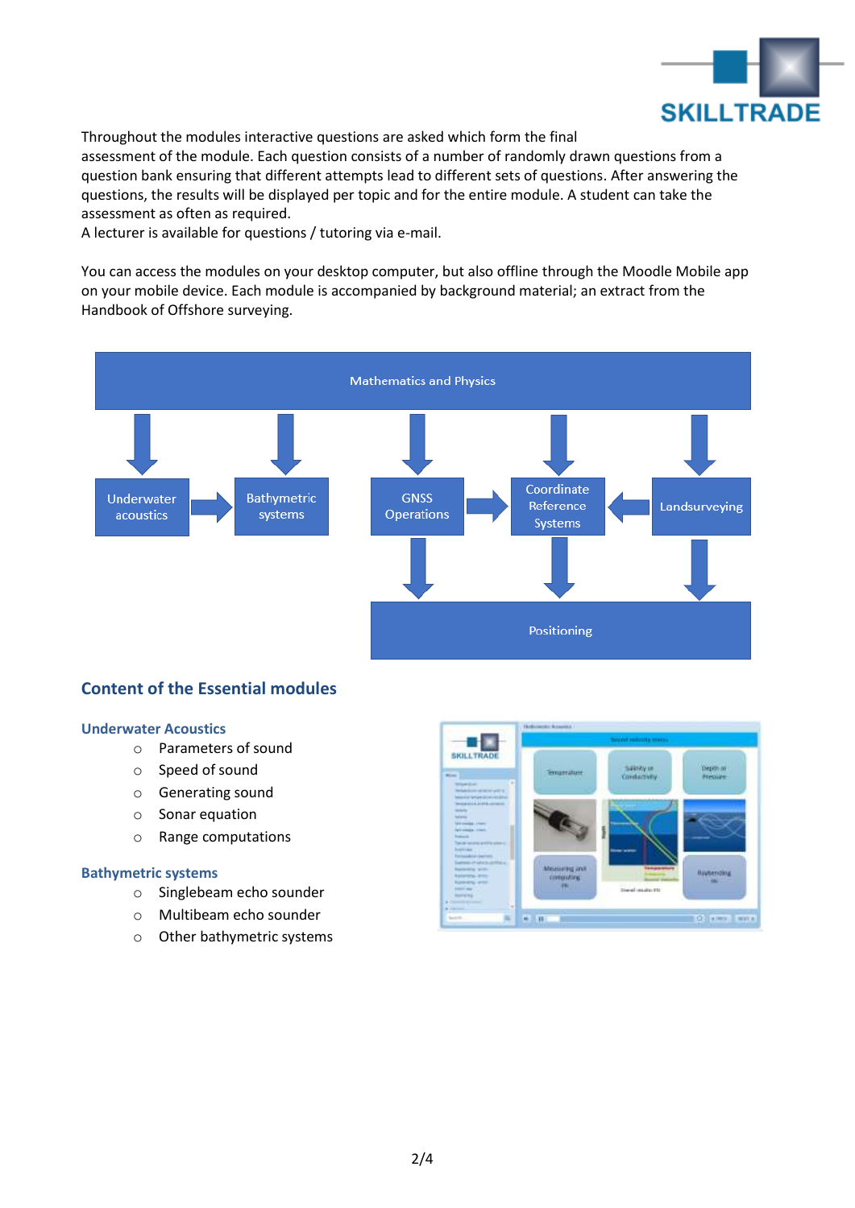Throughout the modules interactive questions are asked which form the final assessment of the module. Each question consists of a number of randomly drawn questions from a question bank ensuring that different attempts lead to different sets of questions. After answering the questions, the results will be displayed per topic and for the entire module. A student can take the assessment as often as required.
A lecturer is available for questions / tutoring via e-mail.

You can access the modules on your desktop computer, but also offline through the Moodle Mobile app on your mobile device. Each module is accompanied by background material; an extract from the Handbook of Offshore surveying.

Mathematics and Physics

Underwater acoustics → Bathymetric systems

GNSS Operations → Coordinate Reference Systems ← Landsurveying

Positioning

## Content of the Essential modules

### Underwater Acoustics

- Parameters of sound
- Speed of sound
- Generating sound
- Sonar equation
- Range computations

### Bathymetric systems

- Singlebeam echo sounder
- Multibeam echo sounder
- Other bathymetric systems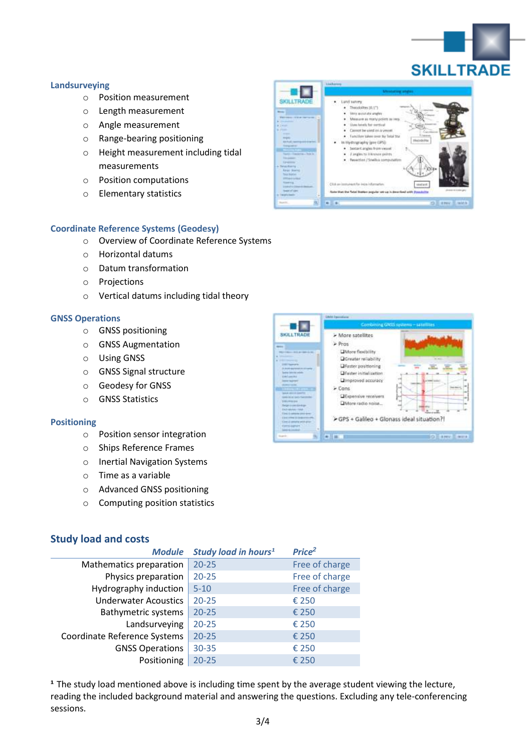### Landsurveying

- Position measurement
- Length measurement
- Angle measurement
- Range-bearing positioning
- Height measurement including tidal measurements
- Position computations
- Elementary statistics

### Coordinate Reference Systems (Geodesy)

- Overview of Coordinate Reference Systems
- Horizontal datums
- Datum transformation
- Projections
- Vertical datums including tidal theory

### GNSS Operations

- GNSS positioning
- GNSS Augmentation
- Using GNSS
- GNSS Signal structure
- Geodesy for GNSS
- GNSS Statistics

### Positioning

- Position sensor integration
- Ships Reference Frames
- Inertial Navigation Systems
- Time as a variable
- Advanced GNSS positioning
- Computing position statistics

## Study load and costs

| *Module* | *Study load in hours*[1] | *Price*[2] |
|---:|---|---|
| Mathematics preparation | 20-25 | Free of charge |
| Physics preparation | 20-25 | Free of charge |
| Hydrography induction | 5-10 | Free of charge |
| Underwater Acoustics | 20-25 | € 250 |
| Bathymetric systems | 20-25 | € 250 |
| Landsurveying | 20-25 | € 250 |
| Coordinate Reference Systems | 20-25 | € 250 |
| GNSS Operations | 30-35 | € 250 |
| Positioning | 20-25 | € 250 |

[1] The study load mentioned above is including time spent by the average student viewing the lecture, reading the included background material and answering the questions. Excluding any tele-conferencing sessions.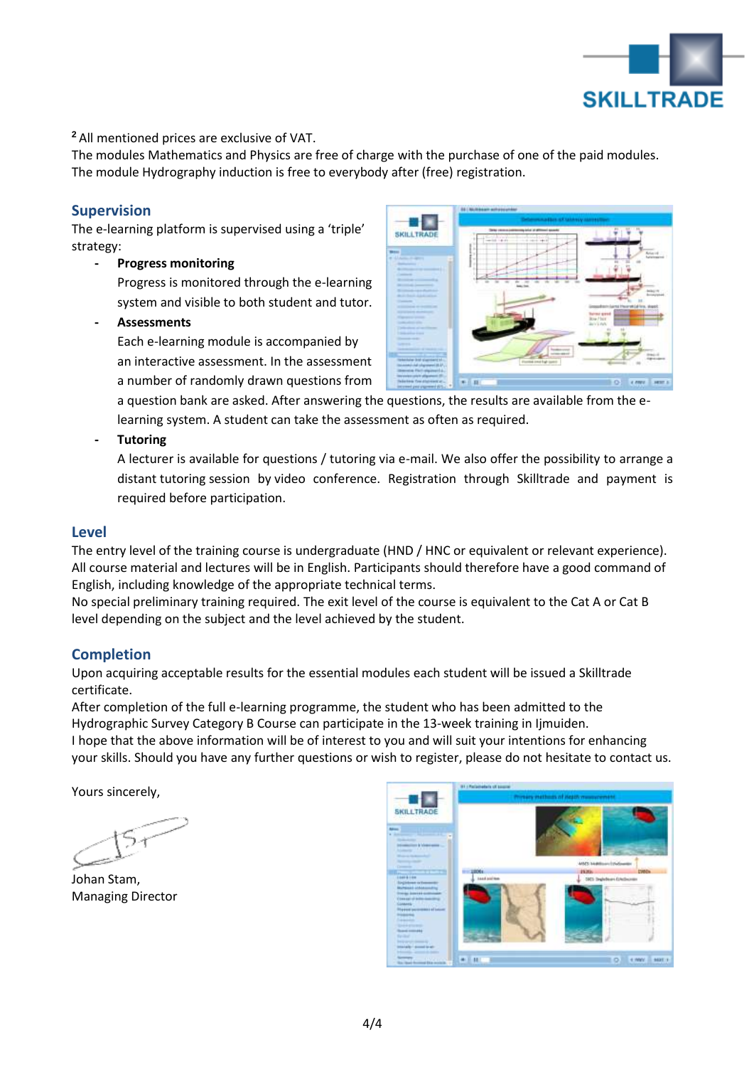[2] All mentioned prices are exclusive of VAT.
The modules Mathematics and Physics are free of charge with the purchase of one of the paid modules.
The module Hydrography induction is free to everybody after (free) registration.

## Supervision

The e-learning platform is supervised using a 'triple' strategy:

- **Progress monitoring**
  Progress is monitored through the e-learning system and visible to both student and tutor.
- **Assessments**
  Each e-learning module is accompanied by an interactive assessment. In the assessment a number of randomly drawn questions from a question bank are asked. After answering the questions, the results are available from the e-learning system. A student can take the assessment as often as required.
- **Tutoring**
  A lecturer is available for questions / tutoring via e-mail. We also offer the possibility to arrange a distant tutoring session by video conference. Registration through Skilltrade and payment is required before participation.

## Level

The entry level of the training course is undergraduate (HND / HNC or equivalent or relevant experience). All course material and lectures will be in English. Participants should therefore have a good command of English, including knowledge of the appropriate technical terms.
No special preliminary training required. The exit level of the course is equivalent to the Cat A or Cat B level depending on the subject and the level achieved by the student.

## Completion

Upon acquiring acceptable results for the essential modules each student will be issued a Skilltrade certificate.
After completion of the full e-learning programme, the student who has been admitted to the Hydrographic Survey Category B Course can participate in the 13-week training in Ijmuiden.
I hope that the above information will be of interest to you and will suit your intentions for enhancing your skills. Should you have any further questions or wish to register, please do not hesitate to contact us.

Yours sincerely,

Johan Stam,
Managing Director